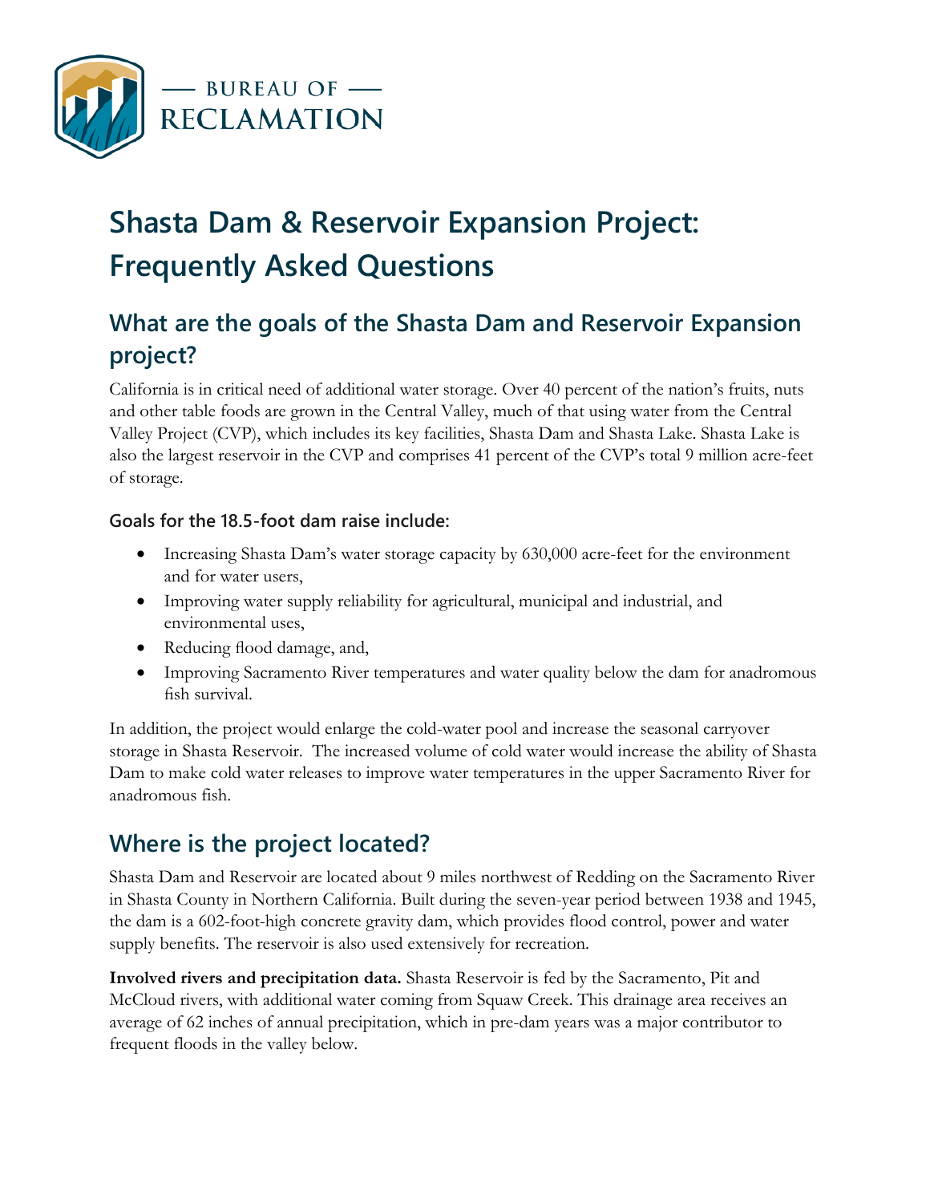# Shasta Dam & Reservoir Expansion Project: Frequently Asked Questions

## What are the goals of the Shasta Dam and Reservoir Expansion project?

California is in critical need of additional water storage. Over 40 percent of the nation's fruits, nuts and other table foods are grown in the Central Valley, much of that using water from the Central Valley Project (CVP), which includes its key facilities, Shasta Dam and Shasta Lake. Shasta Lake is also the largest reservoir in the CVP and comprises 41 percent of the CVP's total 9 million acre-feet of storage.

### Goals for the 18.5-foot dam raise include:

- Increasing Shasta Dam's water storage capacity by 630,000 acre-feet for the environment and for water users,
- Improving water supply reliability for agricultural, municipal and industrial, and environmental uses,
- Reducing flood damage, and,
- Improving Sacramento River temperatures and water quality below the dam for anadromous fish survival.

In addition, the project would enlarge the cold-water pool and increase the seasonal carryover storage in Shasta Reservoir. The increased volume of cold water would increase the ability of Shasta Dam to make cold water releases to improve water temperatures in the upper Sacramento River for anadromous fish.

## Where is the project located?

Shasta Dam and Reservoir are located about 9 miles northwest of Redding on the Sacramento River in Shasta County in Northern California. Built during the seven-year period between 1938 and 1945, the dam is a 602-foot-high concrete gravity dam, which provides flood control, power and water supply benefits. The reservoir is also used extensively for recreation.

**Involved rivers and precipitation data.** Shasta Reservoir is fed by the Sacramento, Pit and McCloud rivers, with additional water coming from Squaw Creek. This drainage area receives an average of 62 inches of annual precipitation, which in pre-dam years was a major contributor to frequent floods in the valley below.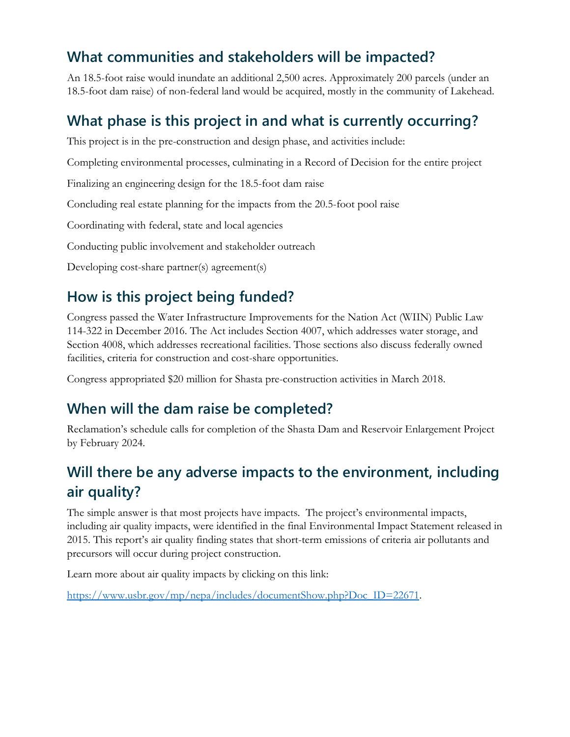## What communities and stakeholders will be impacted?

An 18.5-foot raise would inundate an additional 2,500 acres. Approximately 200 parcels (under an 18.5-foot dam raise) of non-federal land would be acquired, mostly in the community of Lakehead.

## What phase is this project in and what is currently occurring?

This project is in the pre-construction and design phase, and activities include:

Completing environmental processes, culminating in a Record of Decision for the entire project

Finalizing an engineering design for the 18.5-foot dam raise

Concluding real estate planning for the impacts from the 20.5-foot pool raise

Coordinating with federal, state and local agencies

Conducting public involvement and stakeholder outreach

Developing cost-share partner(s) agreement(s)

## How is this project being funded?

Congress passed the Water Infrastructure Improvements for the Nation Act (WIIN) Public Law 114-322 in December 2016. The Act includes Section 4007, which addresses water storage, and Section 4008, which addresses recreational facilities. Those sections also discuss federally owned facilities, criteria for construction and cost-share opportunities.

Congress appropriated $20 million for Shasta pre-construction activities in March 2018.

## When will the dam raise be completed?

Reclamation's schedule calls for completion of the Shasta Dam and Reservoir Enlargement Project by February 2024.

## Will there be any adverse impacts to the environment, including air quality?

The simple answer is that most projects have impacts. The project's environmental impacts, including air quality impacts, were identified in the final Environmental Impact Statement released in 2015. This report's air quality finding states that short-term emissions of criteria air pollutants and precursors will occur during project construction.

Learn more about air quality impacts by clicking on this link:

[https://www.usbr.gov/mp/nepa/includes/documentShow.php?Doc_ID=22671](https://www.usbr.gov/mp/nepa/includes/documentShow.php?Doc_ID=22671).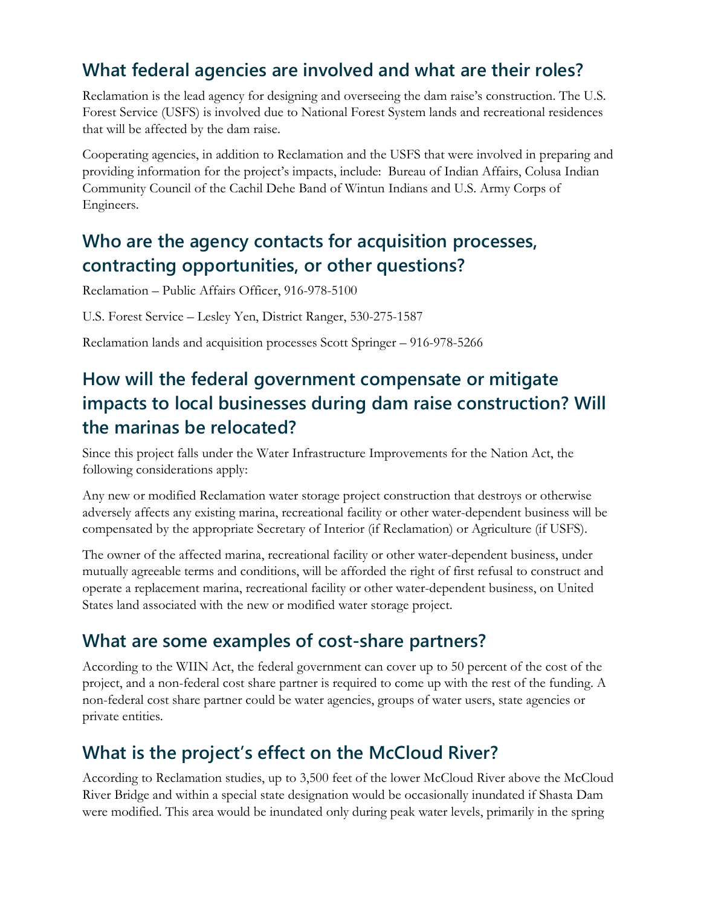## What federal agencies are involved and what are their roles?

Reclamation is the lead agency for designing and overseeing the dam raise's construction. The U.S. Forest Service (USFS) is involved due to National Forest System lands and recreational residences that will be affected by the dam raise.

Cooperating agencies, in addition to Reclamation and the USFS that were involved in preparing and providing information for the project's impacts, include: Bureau of Indian Affairs, Colusa Indian Community Council of the Cachil Dehe Band of Wintun Indians and U.S. Army Corps of Engineers.

## Who are the agency contacts for acquisition processes, contracting opportunities, or other questions?

Reclamation – Public Affairs Officer, 916-978-5100

U.S. Forest Service – Lesley Yen, District Ranger, 530-275-1587

Reclamation lands and acquisition processes Scott Springer – 916-978-5266

## How will the federal government compensate or mitigate impacts to local businesses during dam raise construction? Will the marinas be relocated?

Since this project falls under the Water Infrastructure Improvements for the Nation Act, the following considerations apply:

Any new or modified Reclamation water storage project construction that destroys or otherwise adversely affects any existing marina, recreational facility or other water-dependent business will be compensated by the appropriate Secretary of Interior (if Reclamation) or Agriculture (if USFS).

The owner of the affected marina, recreational facility or other water-dependent business, under mutually agreeable terms and conditions, will be afforded the right of first refusal to construct and operate a replacement marina, recreational facility or other water-dependent business, on United States land associated with the new or modified water storage project.

## What are some examples of cost-share partners?

According to the WIIN Act, the federal government can cover up to 50 percent of the cost of the project, and a non-federal cost share partner is required to come up with the rest of the funding. A non-federal cost share partner could be water agencies, groups of water users, state agencies or private entities.

## What is the project's effect on the McCloud River?

According to Reclamation studies, up to 3,500 feet of the lower McCloud River above the McCloud River Bridge and within a special state designation would be occasionally inundated if Shasta Dam were modified. This area would be inundated only during peak water levels, primarily in the spring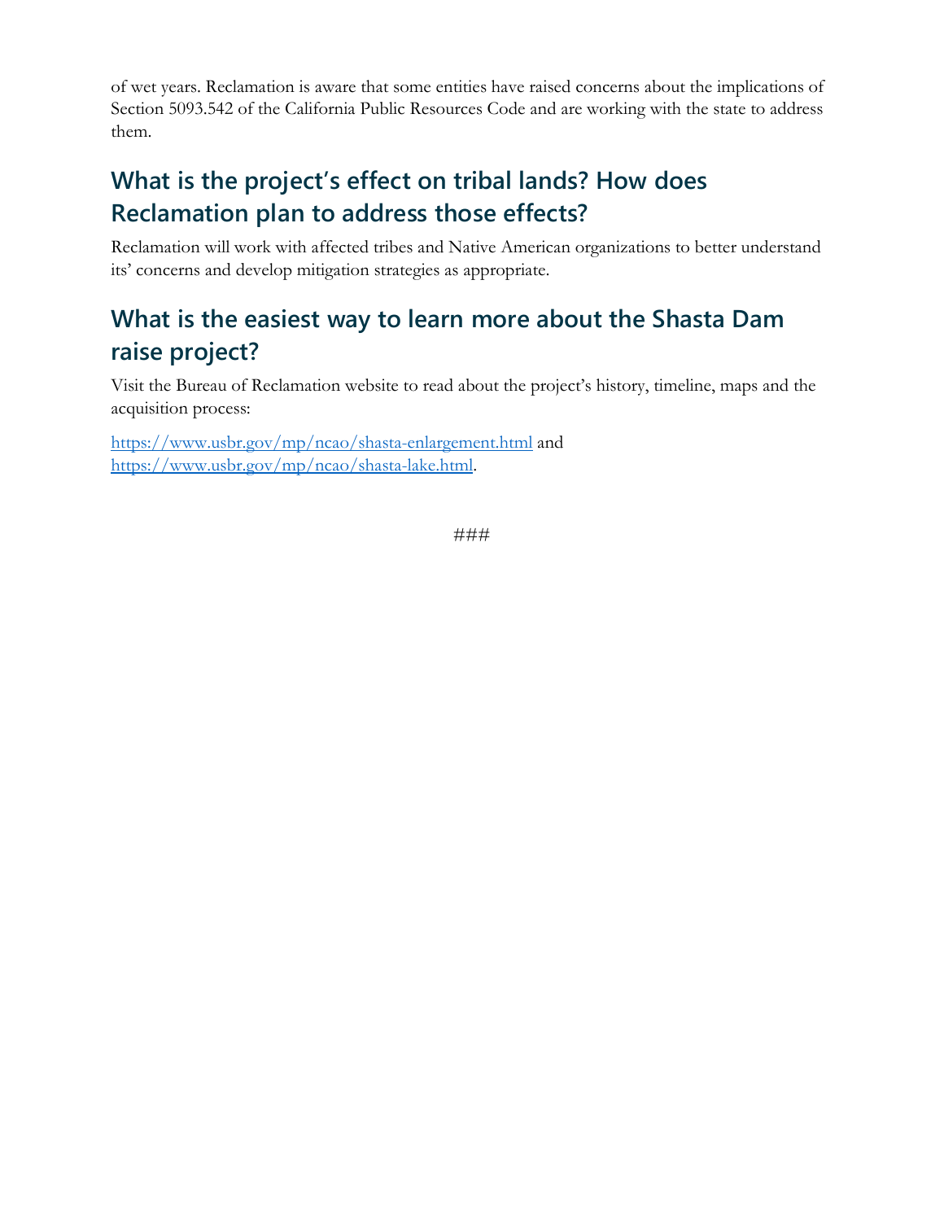of wet years. Reclamation is aware that some entities have raised concerns about the implications of Section 5093.542 of the California Public Resources Code and are working with the state to address them.

## What is the project's effect on tribal lands? How does Reclamation plan to address those effects?

Reclamation will work with affected tribes and Native American organizations to better understand its' concerns and develop mitigation strategies as appropriate.

## What is the easiest way to learn more about the Shasta Dam raise project?

Visit the Bureau of Reclamation website to read about the project's history, timeline, maps and the acquisition process:

https://www.usbr.gov/mp/ncao/shasta-enlargement.html and https://www.usbr.gov/mp/ncao/shasta-lake.html.

###